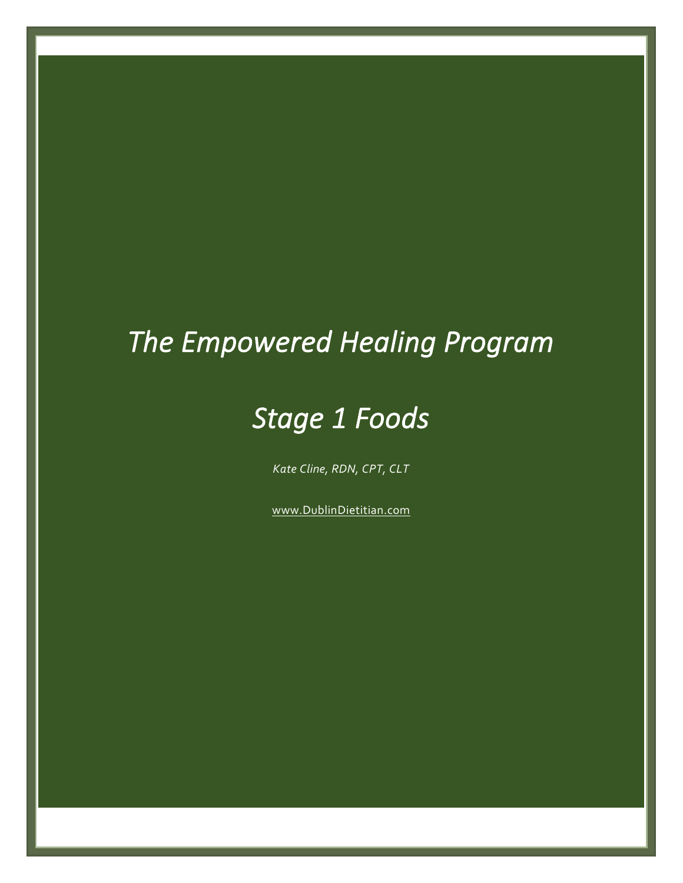# *The Empowered Healing Program*

# *Stage 1 Foods*

*Kate Cline, RDN, CPT, CLT*

www.DublinDietitian.com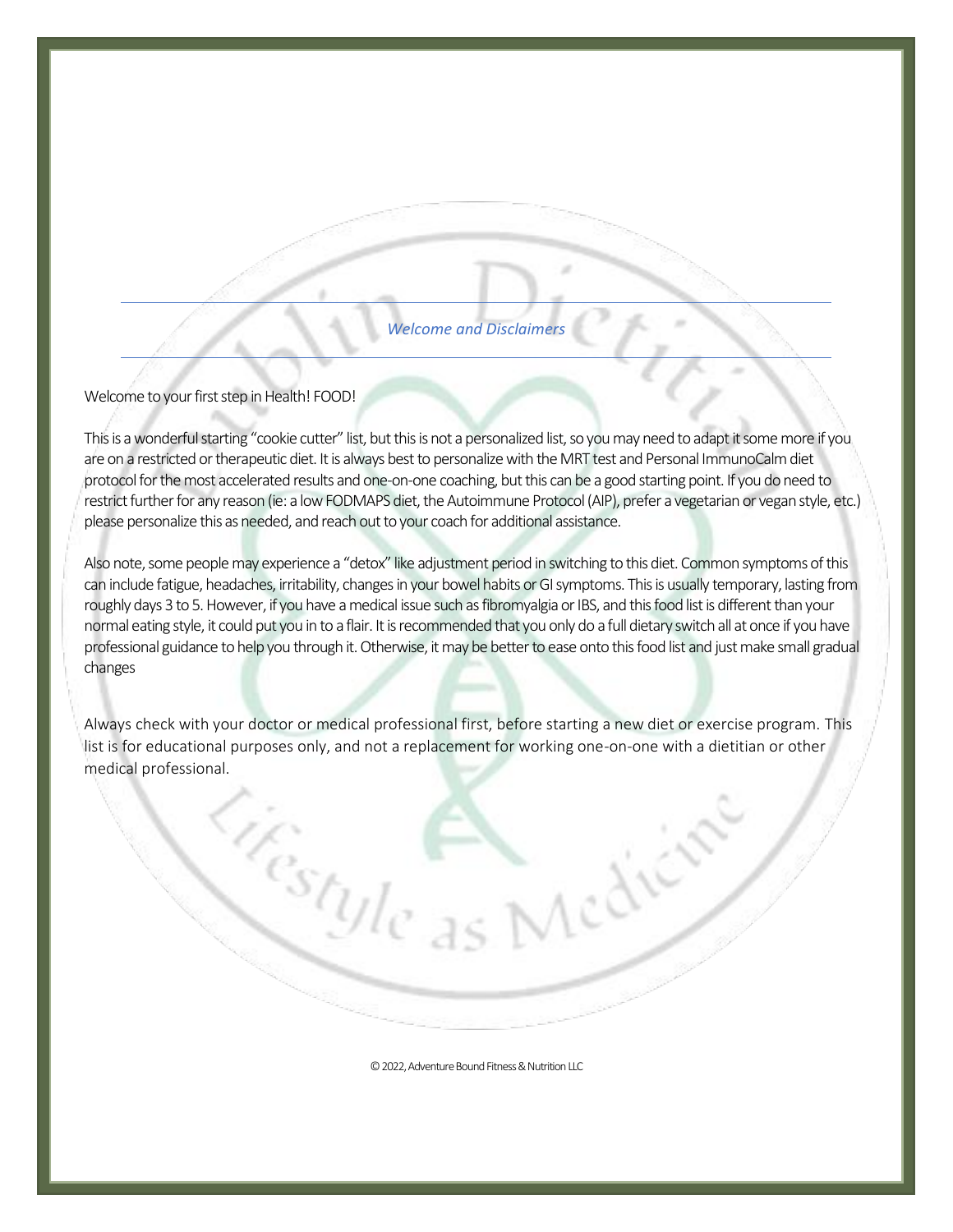## *Welcome and Disclaimers*

Welcome to your first step in Health! FOOD!

This is a wonderful starting "cookie cutter" list, but this is not a personalized list, so you may need to adapt it some more if you are on a restricted or therapeutic diet. It is always best to personalize with the MRT test and Personal ImmunoCalm diet protocol for the most accelerated results and one-on-one coaching, but this can be a good starting point. If you do need to restrict further for any reason (ie: a low FODMAPS diet, the Autoimmune Protocol (AIP), prefer a vegetarian or vegan style, etc.) please personalize this as needed, and reach out to your coach for additional assistance.

Also note, some people may experience a "detox" like adjustment period in switching to this diet. Common symptoms of this can include fatigue, headaches, irritability, changes in your bowel habits or GI symptoms. This is usually temporary, lasting from roughly days 3 to 5. However, if you have a medical issue such as fibromyalgia or IBS, and this food list is different than your normal eating style, it could put you in to a flair. It is recommended that you only do a full dietary switch all at once if you have professional guidance to help you through it. Otherwise, it may be better to ease onto this food list and just make small gradual changes

Always check with your doctor or medical professional first, before starting a new diet or exercise program. This list is for educational purposes only, and not a replacement for working one-on-one with a dietitian or other medical professional.

© 2022, Adventure Bound Fitness & Nutrition LLC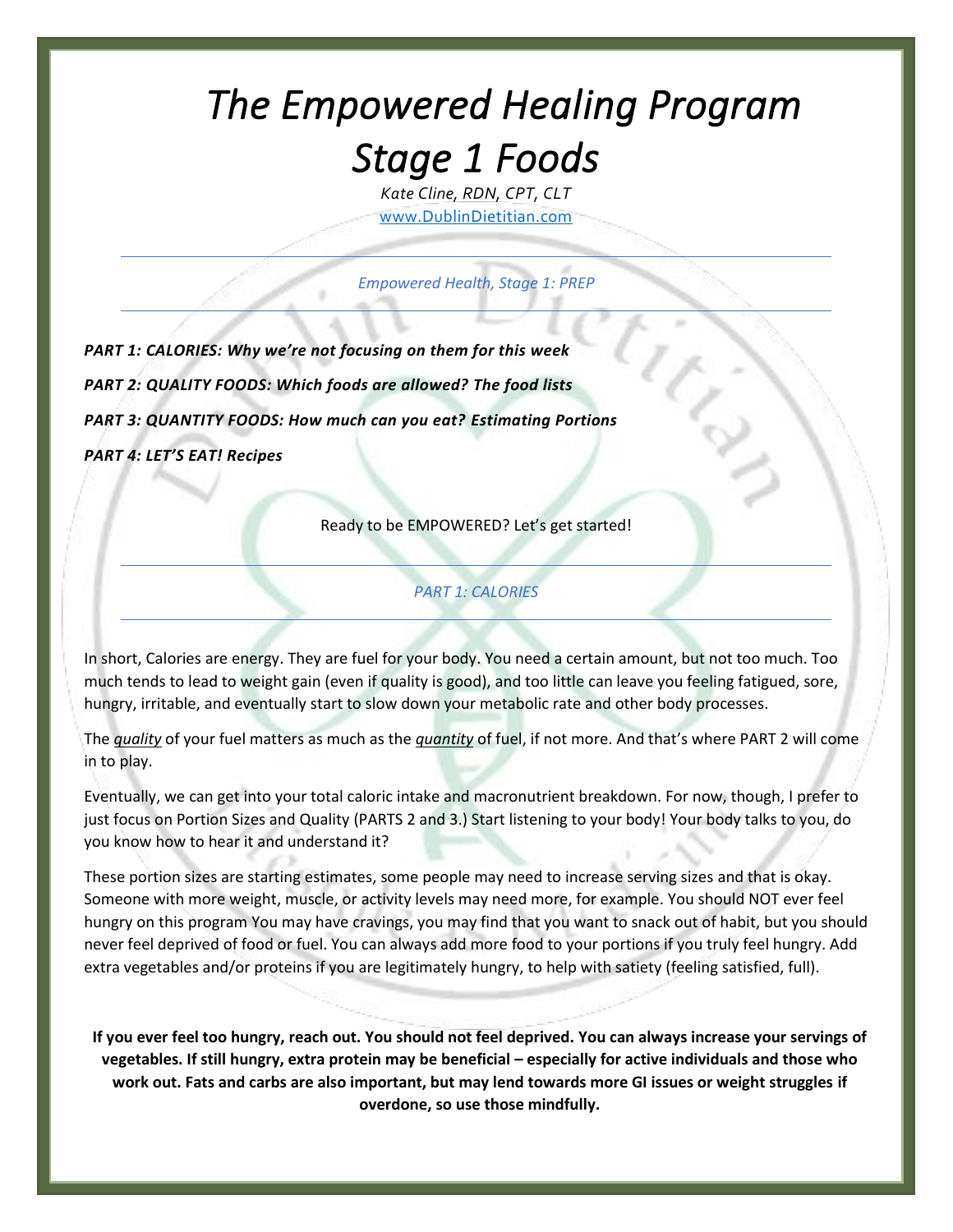# *The Empowered Healing Program Stage 1 Foods*

*Kate Cline, RDN, CPT, CLT*

www.DublinDietitian.com

---

*Empowered Health, Stage 1: PREP*

---

***PART 1: CALORIES: Why we're not focusing on them for this week***

***PART 2: QUALITY FOODS: Which foods are allowed? The food lists***

***PART 3: QUANTITY FOODS: How much can you eat? Estimating Portions***

***PART 4: LET'S EAT! Recipes***

Ready to be EMPOWERED? Let's get started!

---

## *PART 1: CALORIES*

---

In short, Calories are energy. They are fuel for your body. You need a certain amount, but not too much. Too much tends to lead to weight gain (even if quality is good), and too little can leave you feeling fatigued, sore, hungry, irritable, and eventually start to slow down your metabolic rate and other body processes.

The ***quality*** of your fuel matters as much as the ***quantity*** of fuel, if not more. And that's where PART 2 will come in to play.

Eventually, we can get into your total caloric intake and macronutrient breakdown. For now, though, I prefer to just focus on Portion Sizes and Quality (PARTS 2 and 3.) Start listening to your body! Your body talks to you, do you know how to hear it and understand it?

These portion sizes are starting estimates, some people may need to increase serving sizes and that is okay. Someone with more weight, muscle, or activity levels may need more, for example. You should NOT ever feel hungry on this program You may have cravings, you may find that you want to snack out of habit, but you should never feel deprived of food or fuel. You can always add more food to your portions if you truly feel hungry. Add extra vegetables and/or proteins if you are legitimately hungry, to help with satiety (feeling satisfied, full).

**If you ever feel too hungry, reach out. You should not feel deprived. You can always increase your servings of vegetables. If still hungry, extra protein may be beneficial – especially for active individuals and those who work out. Fats and carbs are also important, but may lend towards more GI issues or weight struggles if overdone, so use those mindfully.**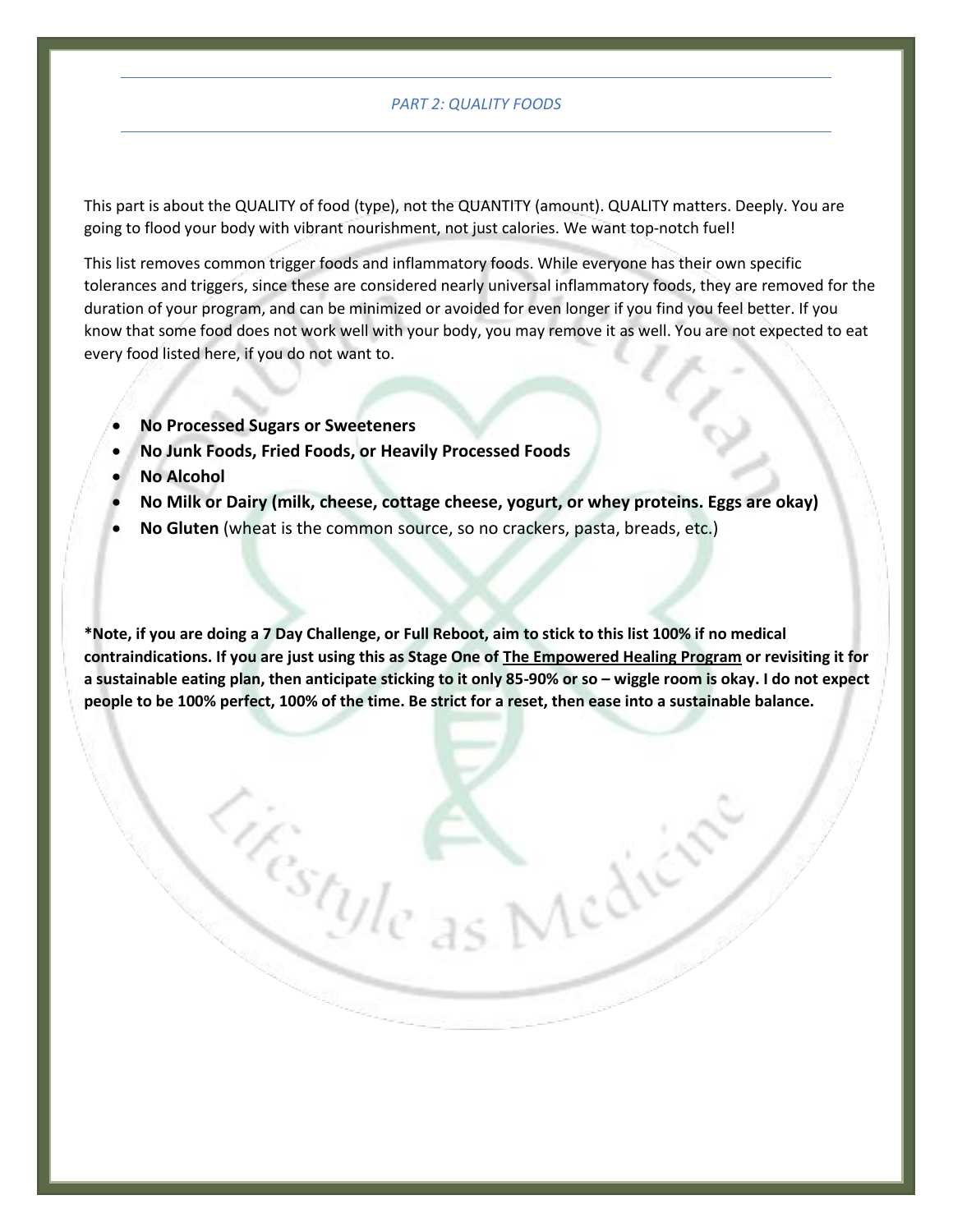## *PART 2: QUALITY FOODS*

This part is about the QUALITY of food (type), not the QUANTITY (amount). QUALITY matters. Deeply. You are going to flood your body with vibrant nourishment, not just calories. We want top-notch fuel!

This list removes common trigger foods and inflammatory foods. While everyone has their own specific tolerances and triggers, since these are considered nearly universal inflammatory foods, they are removed for the duration of your program, and can be minimized or avoided for even longer if you find you feel better. If you know that some food does not work well with your body, you may remove it as well. You are not expected to eat every food listed here, if you do not want to.

- **No Processed Sugars or Sweeteners**
- **No Junk Foods, Fried Foods, or Heavily Processed Foods**
- **No Alcohol**
- **No Milk or Dairy (milk, cheese, cottage cheese, yogurt, or whey proteins. Eggs are okay)**
- **No Gluten** (wheat is the common source, so no crackers, pasta, breads, etc.)

**\*Note, if you are doing a 7 Day Challenge, or Full Reboot, aim to stick to this list 100% if no medical contraindications. If you are just using this as Stage One of <u>The Empowered Healing Program</u> or revisiting it for a sustainable eating plan, then anticipate sticking to it only 85-90% or so – wiggle room is okay. I do not expect people to be 100% perfect, 100% of the time. Be strict for a reset, then ease into a sustainable balance.**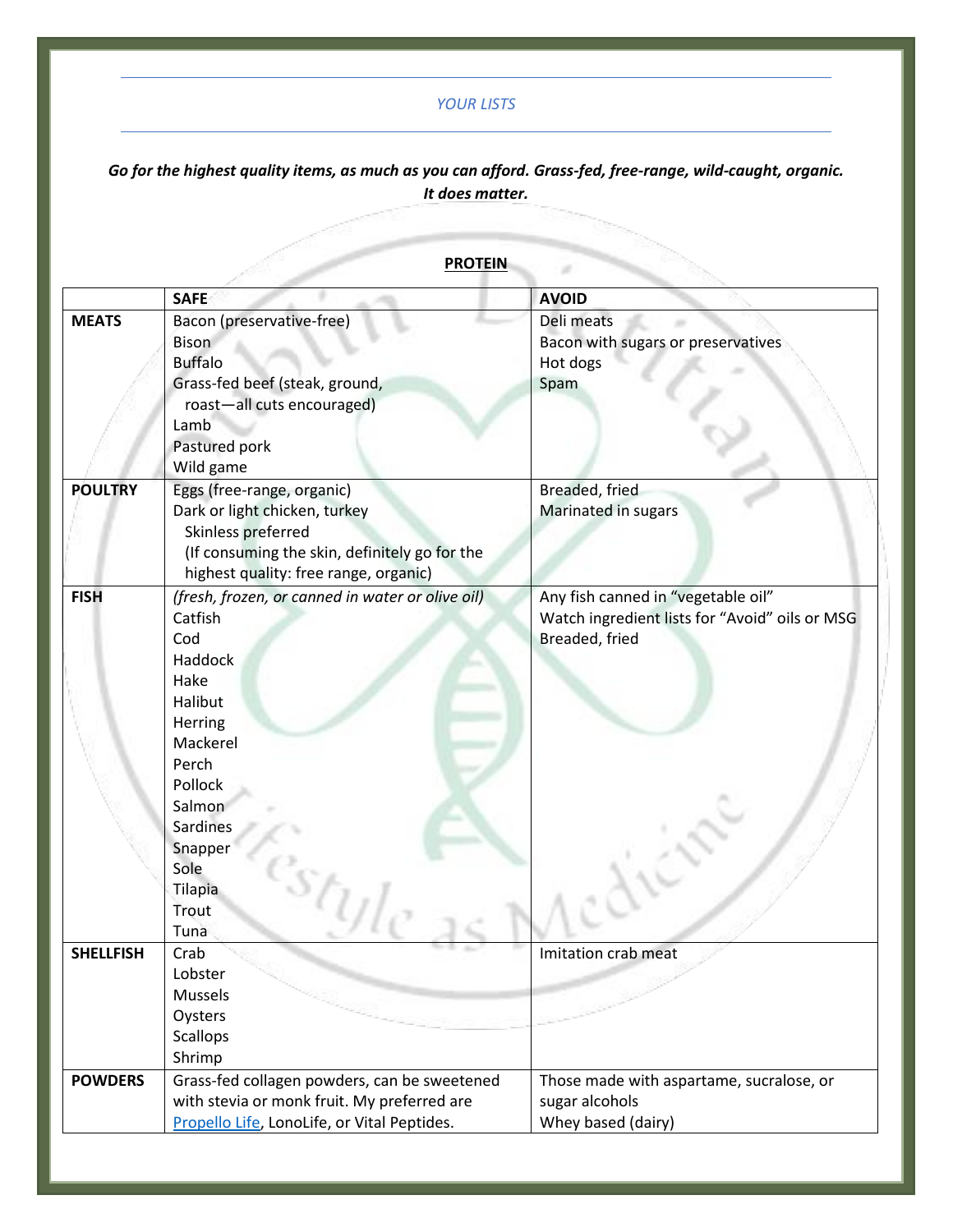*YOUR LISTS*

***Go for the highest quality items, as much as you can afford. Grass-fed, free-range, wild-caught, organic. It does matter.***

**PROTEIN**

| | **SAFE** | **AVOID** |
|---|---|---|
| **MEATS** | Bacon (preservative-free)<br>Bison<br>Buffalo<br>Grass-fed beef (steak, ground, roast—all cuts encouraged)<br>Lamb<br>Pastured pork<br>Wild game | Deli meats<br>Bacon with sugars or preservatives<br>Hot dogs<br>Spam |
| **POULTRY** | Eggs (free-range, organic)<br>Dark or light chicken, turkey<br>Skinless preferred<br>(If consuming the skin, definitely go for the highest quality: free range, organic) | Breaded, fried<br>Marinated in sugars |
| **FISH** | *(fresh, frozen, or canned in water or olive oil)*<br>Catfish<br>Cod<br>Haddock<br>Hake<br>Halibut<br>Herring<br>Mackerel<br>Perch<br>Pollock<br>Salmon<br>Sardines<br>Snapper<br>Sole<br>Tilapia<br>Trout<br>Tuna | Any fish canned in "vegetable oil"<br>Watch ingredient lists for "Avoid" oils or MSG<br>Breaded, fried |
| **SHELLFISH** | Crab<br>Lobster<br>Mussels<br>Oysters<br>Scallops<br>Shrimp | Imitation crab meat |
| **POWDERS** | Grass-fed collagen powders, can be sweetened with stevia or monk fruit. My preferred are Propello Life, LonoLife, or Vital Peptides. | Those made with aspartame, sucralose, or sugar alcohols<br>Whey based (dairy) |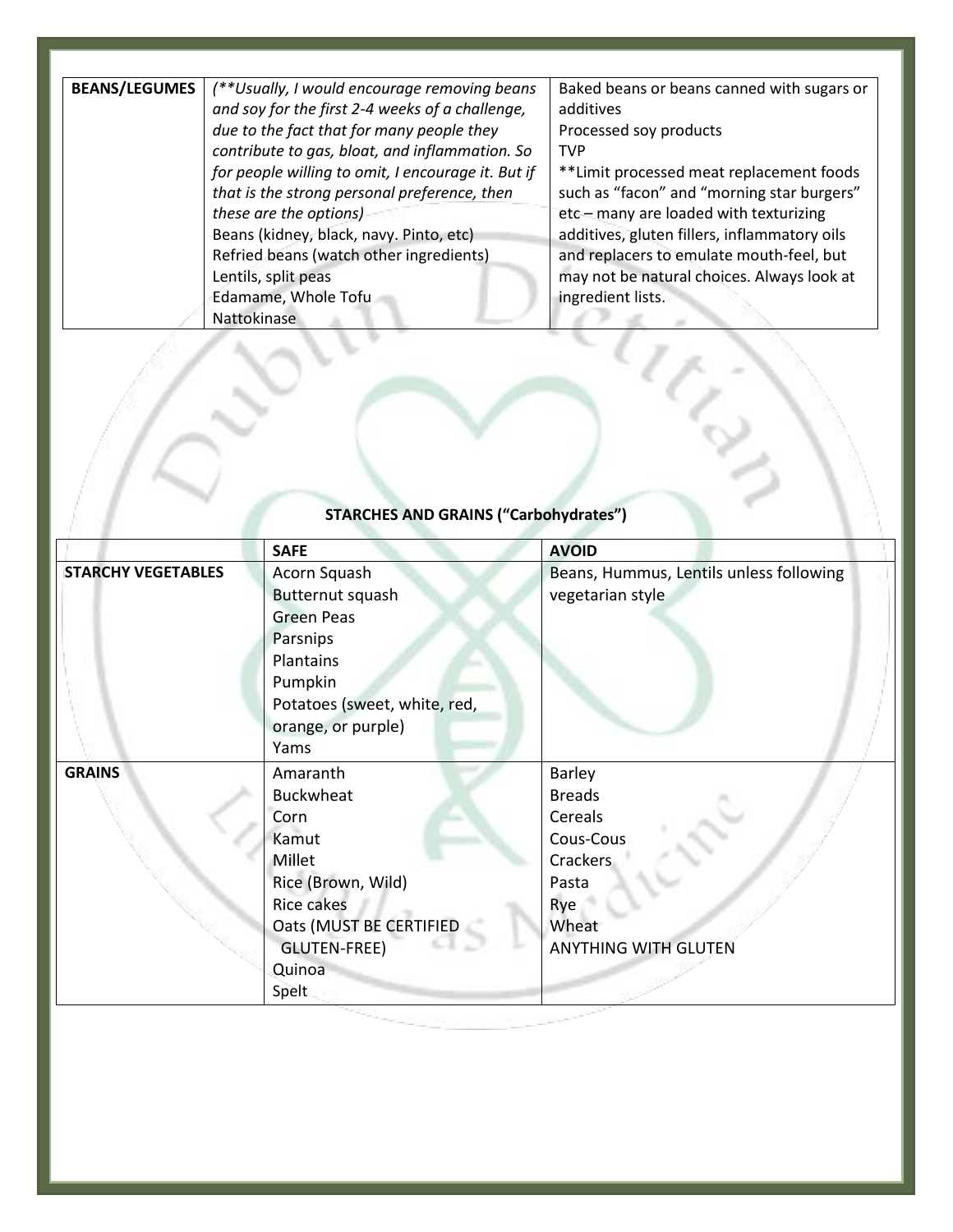| **BEANS/LEGUMES** | *(\*\*Usually, I would encourage removing beans and soy for the first 2-4 weeks of a challenge, due to the fact that for many people they contribute to gas, bloat, and inflammation. So for people willing to omit, I encourage it. But if that is the strong personal preference, then these are the options)*<br>Beans (kidney, black, navy. Pinto, etc)<br>Refried beans (watch other ingredients)<br>Lentils, split peas<br>Edamame, Whole Tofu<br>Nattokinase | Baked beans or beans canned with sugars or additives<br>Processed soy products<br>TVP<br>**Limit processed meat replacement foods such as "facon" and "morning star burgers" etc – many are loaded with texturizing additives, gluten fillers, inflammatory oils and replacers to emulate mouth-feel, but may not be natural choices. Always look at ingredient lists. |
|---|---|---|

**STARCHES AND GRAINS ("Carbohydrates")**

| | **SAFE** | **AVOID** |
|---|---|---|
| **STARCHY VEGETABLES** | Acorn Squash<br>Butternut squash<br>Green Peas<br>Parsnips<br>Plantains<br>Pumpkin<br>Potatoes (sweet, white, red, orange, or purple)<br>Yams | Beans, Hummus, Lentils unless following vegetarian style |
| **GRAINS** | Amaranth<br>Buckwheat<br>Corn<br>Kamut<br>Millet<br>Rice (Brown, Wild)<br>Rice cakes<br>Oats (MUST BE CERTIFIED GLUTEN-FREE)<br>Quinoa<br>Spelt | Barley<br>Breads<br>Cereals<br>Cous-Cous<br>Crackers<br>Pasta<br>Rye<br>Wheat<br>ANYTHING WITH GLUTEN |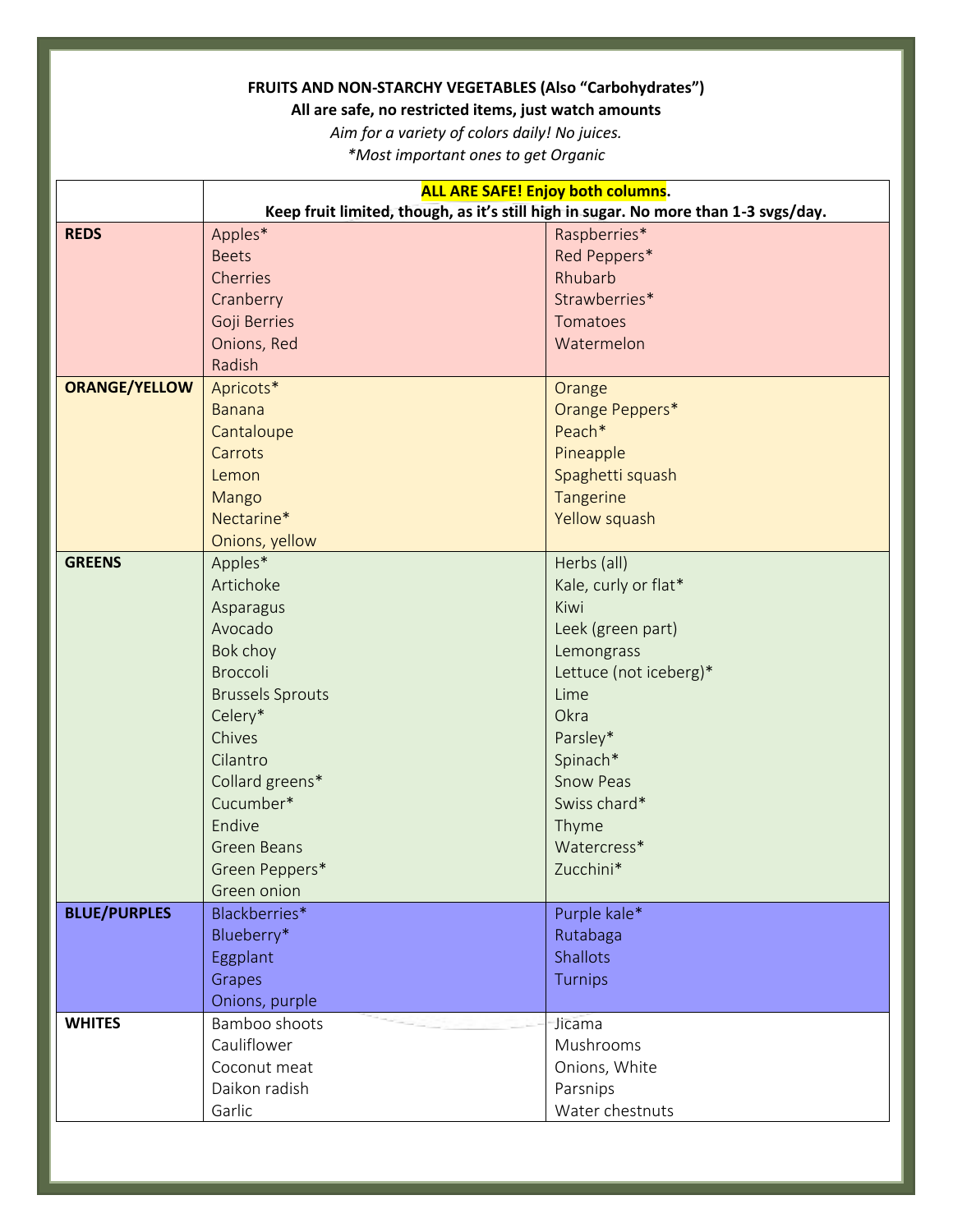**FRUITS AND NON-STARCHY VEGETABLES (Also "Carbohydrates")**

**All are safe, no restricted items, just watch amounts**

*Aim for a variety of colors daily! No juices.*

*\*Most important ones to get Organic*

| | **ALL ARE SAFE! Enjoy both columns.** **Keep fruit limited, though, as it's still high in sugar. No more than 1-3 svgs/day.** | |
|---|---|---|
| **REDS** | Apples*<br>Beets<br>Cherries<br>Cranberry<br>Goji Berries<br>Onions, Red<br>Radish | Raspberries*<br>Red Peppers*<br>Rhubarb<br>Strawberries*<br>Tomatoes<br>Watermelon |
| **ORANGE/YELLOW** | Apricots*<br>Banana<br>Cantaloupe<br>Carrots<br>Lemon<br>Mango<br>Nectarine*<br>Onions, yellow | Orange<br>Orange Peppers*<br>Peach*<br>Pineapple<br>Spaghetti squash<br>Tangerine<br>Yellow squash |
| **GREENS** | Apples*<br>Artichoke<br>Asparagus<br>Avocado<br>Bok choy<br>Broccoli<br>Brussels Sprouts<br>Celery*<br>Chives<br>Cilantro<br>Collard greens*<br>Cucumber*<br>Endive<br>Green Beans<br>Green Peppers*<br>Green onion | Herbs (all)<br>Kale, curly or flat*<br>Kiwi<br>Leek (green part)<br>Lemongrass<br>Lettuce (not iceberg)*<br>Lime<br>Okra<br>Parsley*<br>Spinach*<br>Snow Peas<br>Swiss chard*<br>Thyme<br>Watercress*<br>Zucchini* |
| **BLUE/PURPLES** | Blackberries*<br>Blueberry*<br>Eggplant<br>Grapes<br>Onions, purple | Purple kale*<br>Rutabaga<br>Shallots<br>Turnips |
| **WHITES** | Bamboo shoots<br>Cauliflower<br>Coconut meat<br>Daikon radish<br>Garlic | Jicama<br>Mushrooms<br>Onions, White<br>Parsnips<br>Water chestnuts |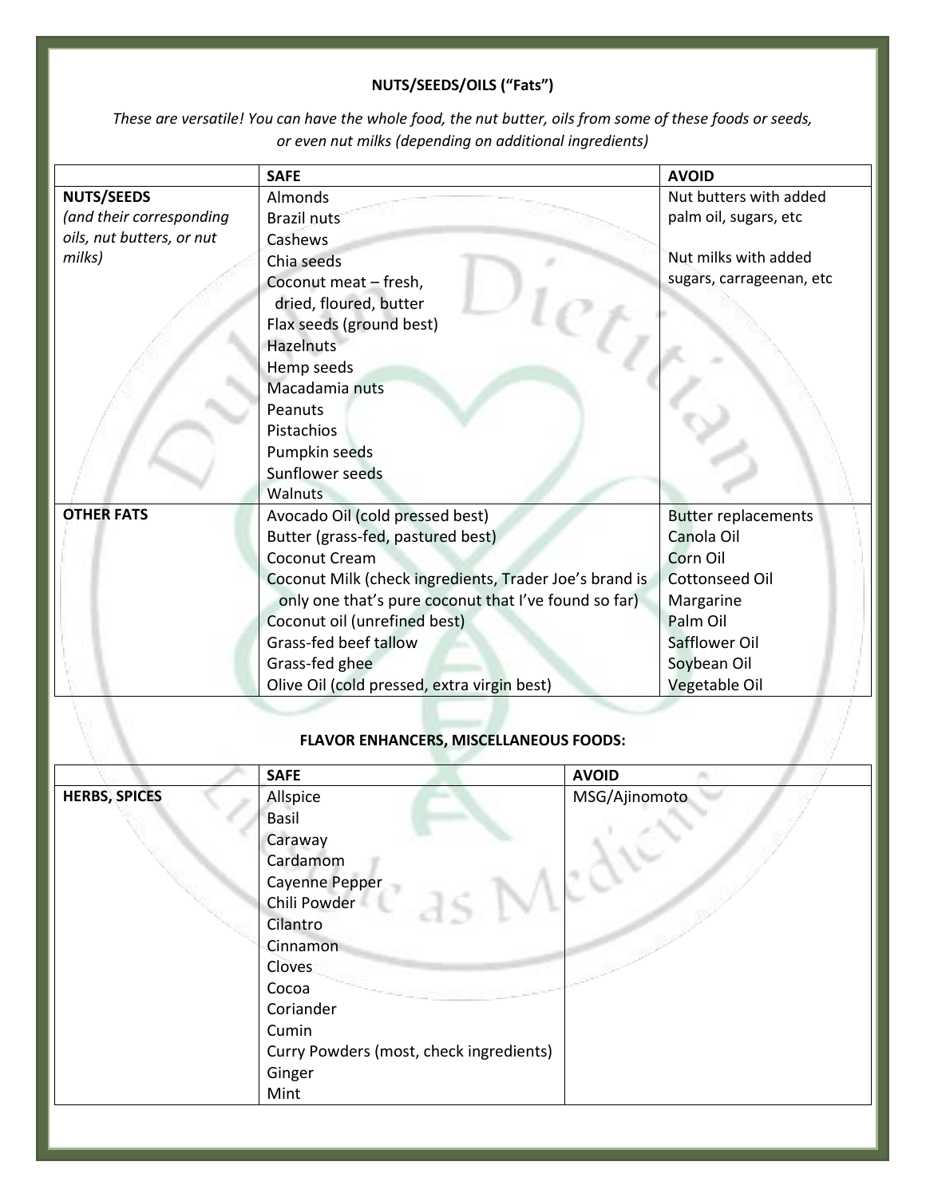## NUTS/SEEDS/OILS ("Fats")

*These are versatile! You can have the whole food, the nut butter, oils from some of these foods or seeds, or even nut milks (depending on additional ingredients)*

| | SAFE | AVOID |
|---|---|---|
| **NUTS/SEEDS** *(and their corresponding oils, nut butters, or nut milks)* | Almonds<br>Brazil nuts<br>Cashews<br>Chia seeds<br>Coconut meat – fresh, dried, floured, butter<br>Flax seeds (ground best)<br>Hazelnuts<br>Hemp seeds<br>Macadamia nuts<br>Peanuts<br>Pistachios<br>Pumpkin seeds<br>Sunflower seeds<br>Walnuts | Nut butters with added palm oil, sugars, etc<br><br>Nut milks with added sugars, carrageenan, etc |
| **OTHER FATS** | Avocado Oil (cold pressed best)<br>Butter (grass-fed, pastured best)<br>Coconut Cream<br>Coconut Milk (check ingredients, Trader Joe's brand is only one that's pure coconut that I've found so far)<br>Coconut oil (unrefined best)<br>Grass-fed beef tallow<br>Grass-fed ghee<br>Olive Oil (cold pressed, extra virgin best) | Butter replacements<br>Canola Oil<br>Corn Oil<br>Cottonseed Oil<br>Margarine<br>Palm Oil<br>Safflower Oil<br>Soybean Oil<br>Vegetable Oil |

## FLAVOR ENHANCERS, MISCELLANEOUS FOODS:

| | SAFE | AVOID |
|---|---|---|
| **HERBS, SPICES** | Allspice<br>Basil<br>Caraway<br>Cardamom<br>Cayenne Pepper<br>Chili Powder<br>Cilantro<br>Cinnamon<br>Cloves<br>Cocoa<br>Coriander<br>Cumin<br>Curry Powders (most, check ingredients)<br>Ginger<br>Mint | MSG/Ajinomoto |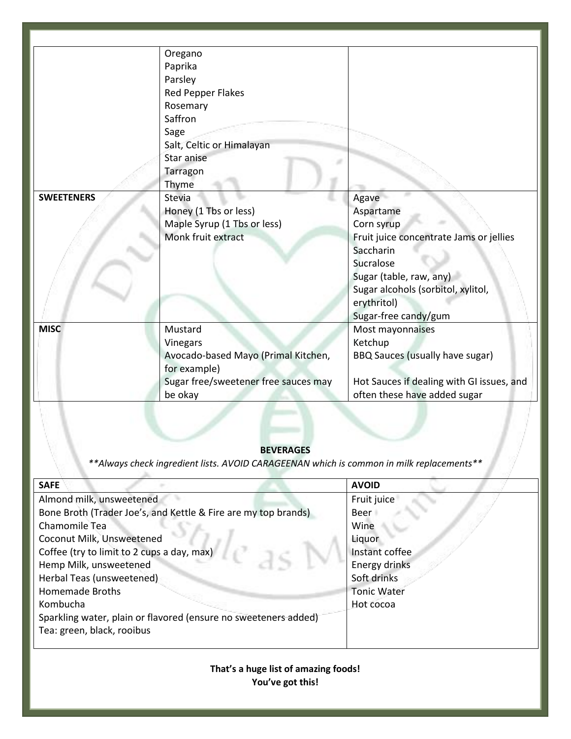| | | |
|---|---|---|
| | Oregano<br>Paprika<br>Parsley<br>Red Pepper Flakes<br>Rosemary<br>Saffron<br>Sage<br>Salt, Celtic or Himalayan<br>Star anise<br>Tarragon<br>Thyme | |
| **SWEETENERS** | Stevia<br>Honey (1 Tbs or less)<br>Maple Syrup (1 Tbs or less)<br>Monk fruit extract | Agave<br>Aspartame<br>Corn syrup<br>Fruit juice concentrate Jams or jellies<br>Saccharin<br>Sucralose<br>Sugar (table, raw, any)<br>Sugar alcohols (sorbitol, xylitol, erythritol)<br>Sugar-free candy/gum |
| **MISC** | Mustard<br>Vinegars<br>Avocado-based Mayo (Primal Kitchen, for example)<br>Sugar free/sweetener free sauces may be okay | Most mayonnaises<br>Ketchup<br>BBQ Sauces (usually have sugar)<br><br>Hot Sauces if dealing with GI issues, and often these have added sugar |

**BEVERAGES**

*\*\*Always check ingredient lists. AVOID CARAGEENAN which is common in milk replacements\*\**

| SAFE | AVOID |
|---|---|
| Almond milk, unsweetened<br>Bone Broth (Trader Joe's, and Kettle & Fire are my top brands)<br>Chamomile Tea<br>Coconut Milk, Unsweetened<br>Coffee (try to limit to 2 cups a day, max)<br>Hemp Milk, unsweetened<br>Herbal Teas (unsweetened)<br>Homemade Broths<br>Kombucha<br>Sparkling water, plain or flavored (ensure no sweeteners added)<br>Tea: green, black, rooibus | Fruit juice<br>Beer<br>Wine<br>Liquor<br>Instant coffee<br>Energy drinks<br>Soft drinks<br>Tonic Water<br>Hot cocoa |

**That's a huge list of amazing foods!**
**You've got this!**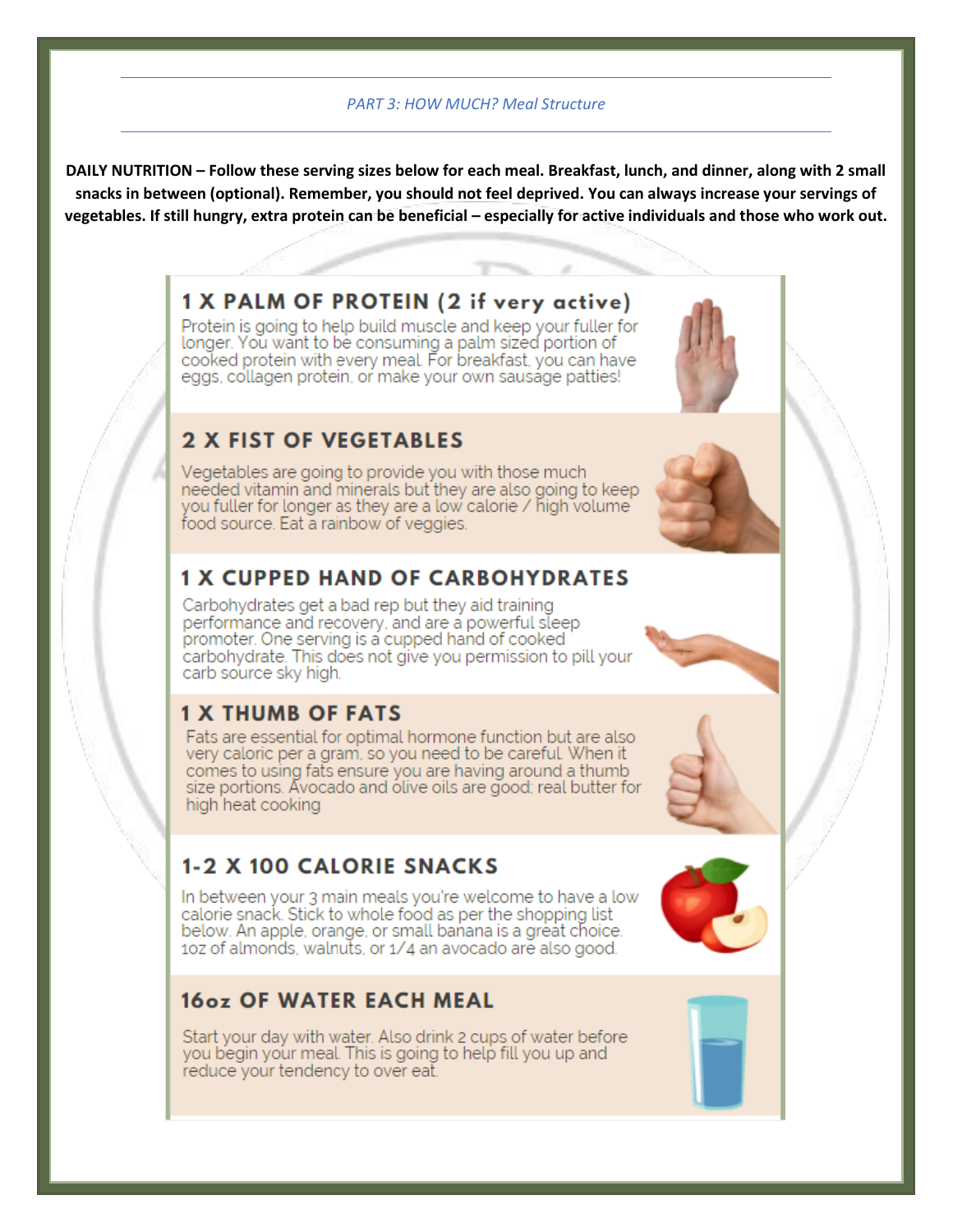*PART 3: HOW MUCH? Meal Structure*

**DAILY NUTRITION – Follow these serving sizes below for each meal. Breakfast, lunch, and dinner, along with 2 small snacks in between (optional). Remember, you should not feel deprived. You can always increase your servings of vegetables. If still hungry, extra protein can be beneficial – especially for active individuals and those who work out.**

## 1 X PALM OF PROTEIN (2 if very active)

Protein is going to help build muscle and keep your fuller for longer. You want to be consuming a palm sized portion of cooked protein with every meal. For breakfast, you can have eggs, collagen protein, or make your own sausage patties!

## 2 X FIST OF VEGETABLES

Vegetables are going to provide you with those much needed vitamin and minerals but they are also going to keep you fuller for longer as they are a low calorie / high volume food source. Eat a rainbow of veggies.

## 1 X CUPPED HAND OF CARBOHYDRATES

Carbohydrates get a bad rep but they aid training performance and recovery, and are a powerful sleep promoter. One serving is a cupped hand of cooked carbohydrate. This does not give you permission to pill your carb source sky high.

## 1 X THUMB OF FATS

Fats are essential for optimal hormone function but are also very caloric per a gram, so you need to be careful. When it comes to using fats ensure you are having around a thumb size portions. Avocado and olive oils are good; real butter for high heat cooking

## 1-2 X 100 CALORIE SNACKS

In between your 3 main meals you're welcome to have a low calorie snack. Stick to whole food as per the shopping list below. An apple, orange, or small banana is a great choice. 1oz of almonds, walnuts, or 1/4 an avocado are also good.

## 16oz OF WATER EACH MEAL

Start your day with water. Also drink 2 cups of water before you begin your meal. This is going to help fill you up and reduce your tendency to over eat.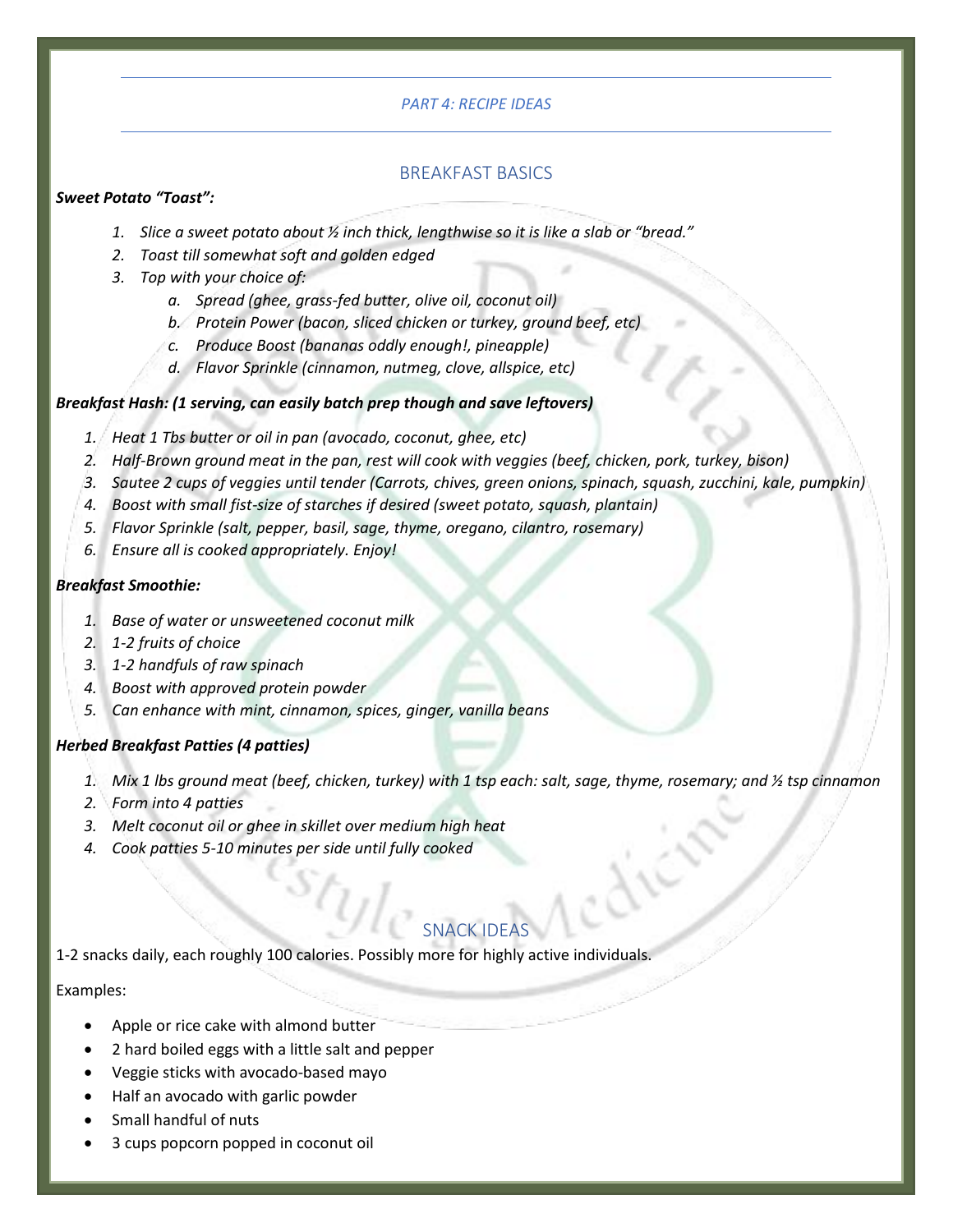*PART 4: RECIPE IDEAS*

## BREAKFAST BASICS

***Sweet Potato "Toast":***

1. *Slice a sweet potato about ½ inch thick, lengthwise so it is like a slab or "bread."*
2. *Toast till somewhat soft and golden edged*
3. *Top with your choice of:*
    a. *Spread (ghee, grass-fed butter, olive oil, coconut oil)*
    b. *Protein Power (bacon, sliced chicken or turkey, ground beef, etc)*
    c. *Produce Boost (bananas oddly enough!, pineapple)*
    d. *Flavor Sprinkle (cinnamon, nutmeg, clove, allspice, etc)*

***Breakfast Hash: (1 serving, can easily batch prep though and save leftovers)***

1. *Heat 1 Tbs butter or oil in pan (avocado, coconut, ghee, etc)*
2. *Half-Brown ground meat in the pan, rest will cook with veggies (beef, chicken, pork, turkey, bison)*
3. *Sautee 2 cups of veggies until tender (Carrots, chives, green onions, spinach, squash, zucchini, kale, pumpkin)*
4. *Boost with small fist-size of starches if desired (sweet potato, squash, plantain)*
5. *Flavor Sprinkle (salt, pepper, basil, sage, thyme, oregano, cilantro, rosemary)*
6. *Ensure all is cooked appropriately. Enjoy!*

***Breakfast Smoothie:***

1. *Base of water or unsweetened coconut milk*
2. *1-2 fruits of choice*
3. *1-2 handfuls of raw spinach*
4. *Boost with approved protein powder*
5. *Can enhance with mint, cinnamon, spices, ginger, vanilla beans*

***Herbed Breakfast Patties (4 patties)***

1. *Mix 1 lbs ground meat (beef, chicken, turkey) with 1 tsp each: salt, sage, thyme, rosemary; and ½ tsp cinnamon*
2. *Form into 4 patties*
3. *Melt coconut oil or ghee in skillet over medium high heat*
4. *Cook patties 5-10 minutes per side until fully cooked*

## SNACK IDEAS

1-2 snacks daily, each roughly 100 calories. Possibly more for highly active individuals.

Examples:

- Apple or rice cake with almond butter
- 2 hard boiled eggs with a little salt and pepper
- Veggie sticks with avocado-based mayo
- Half an avocado with garlic powder
- Small handful of nuts
- 3 cups popcorn popped in coconut oil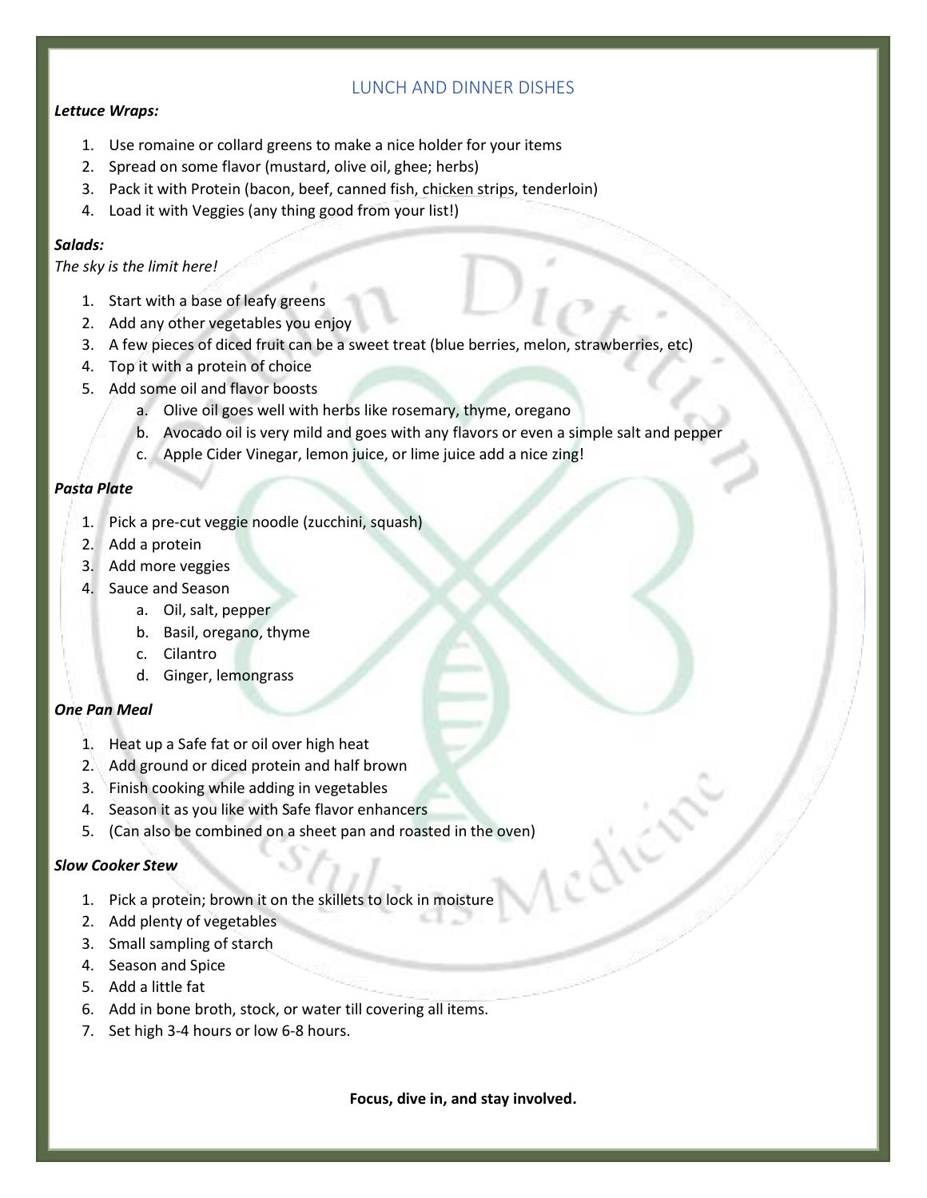# LUNCH AND DINNER DISHES

***Lettuce Wraps:***

1. Use romaine or collard greens to make a nice holder for your items
2. Spread on some flavor (mustard, olive oil, ghee; herbs)
3. Pack it with Protein (bacon, beef, canned fish, chicken strips, tenderloin)
4. Load it with Veggies (any thing good from your list!)

***Salads:***

*The sky is the limit here!*

1. Start with a base of leafy greens
2. Add any other vegetables you enjoy
3. A few pieces of diced fruit can be a sweet treat (blue berries, melon, strawberries, etc)
4. Top it with a protein of choice
5. Add some oil and flavor boosts
   a. Olive oil goes well with herbs like rosemary, thyme, oregano
   b. Avocado oil is very mild and goes with any flavors or even a simple salt and pepper
   c. Apple Cider Vinegar, lemon juice, or lime juice add a nice zing!

***Pasta Plate***

1. Pick a pre-cut veggie noodle (zucchini, squash)
2. Add a protein
3. Add more veggies
4. Sauce and Season
   a. Oil, salt, pepper
   b. Basil, oregano, thyme
   c. Cilantro
   d. Ginger, lemongrass

***One Pan Meal***

1. Heat up a Safe fat or oil over high heat
2. Add ground or diced protein and half brown
3. Finish cooking while adding in vegetables
4. Season it as you like with Safe flavor enhancers
5. (Can also be combined on a sheet pan and roasted in the oven)

***Slow Cooker Stew***

1. Pick a protein; brown it on the skillets to lock in moisture
2. Add plenty of vegetables
3. Small sampling of starch
4. Season and Spice
5. Add a little fat
6. Add in bone broth, stock, or water till covering all items.
7. Set high 3-4 hours or low 6-8 hours.

**Focus, dive in, and stay involved.**